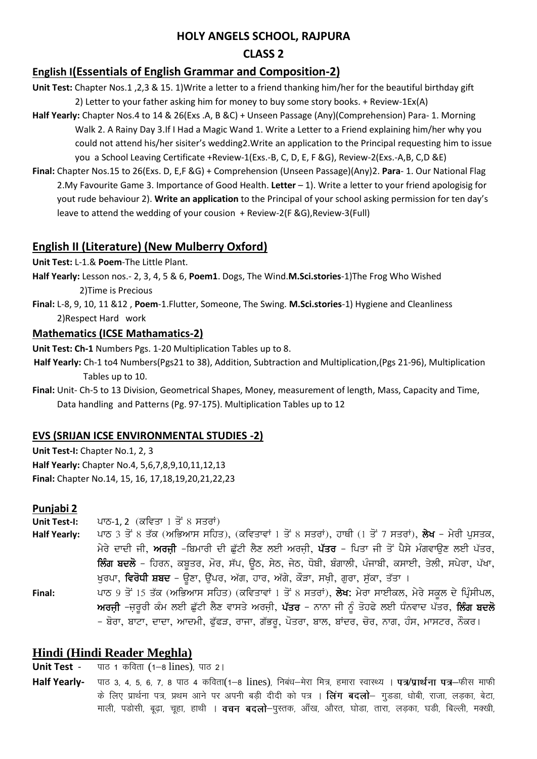# HOLY ANGELS SCHOOL, RAJPURA

## CLASS 2

## English I(Essentials of English Grammar and Composition-2)

**Unit Test:** Chapter Nos.1 ,2,3 & 15. 1)Write a letter to a friend thanking him/her for the beautiful birthday gift 2) Letter to your father asking him for money to buy some story books. + Review-1Ex(A)

**Half Yearly:** Chapter Nos.4 to 14 & 26(Exs .A, B &C) + Unseen Passage (Any)(Comprehension) Para- 1. Morning Walk 2. A Rainy Day 3.If I Had a Magic Wand 1. Write a Letter to a Friend explaining him/her why you could not attend his/her sisiter's wedding2.Write an application to the Principal requesting him to issue you a School Leaving Certificate +Review-1(Exs.-B, C, D, E, F &G), Review-2(Exs.-A,B, C,D &E)

**Final:** Chapter Nos.15 to 26(Exs. D, E,F &G) + Comprehension (Unseen Passage)(Any)2. **Para**- 1. Our National Flag 2.My Favourite Game 3. Importance of Good Health. **Letter** – 1). Write a letter to your friend apologisig for yout rude behaviour 2). **Write an application** to the Principal of your school asking permission for ten day's leave to attend the wedding of your cousion + Review-2(F &G),Review-3(Full)

## English II (Literature) (New Mulberry Oxford)

**Unit Test:** L-1.& **Poem**-The Little Plant.

**Half Yearly:** Lesson nos.- 2, 3, 4, 5 & 6, **Poem1**. Dogs, The Wind.**M.Sci.stories**-1)The Frog Who Wished 2)Time is Precious

**Final:** L-8, 9, 10, 11 &12 , **Poem**-1.Flutter, Someone, The Swing. **M.Sci.stories**-1) Hygiene and Cleanliness 2)Respect Hard work

### Mathematics (ICSE Mathamatics-2)

**Unit Test: Ch-1** Numbers Pgs. 1-20 Multiplication Tables up to 8.

**Half Yearly:** Ch-1 to4 Numbers(Pgs21 to 38), Addition, Subtraction and Multiplication,(Pgs 21-96), Multiplication Tables up to 10.

**Final:** Unit- Ch-5 to 13 Division, Geometrical Shapes, Money, measurement of length, Mass, Capacity and Time, Data handling and Patterns (Pg. 97-175). Multiplication Tables up to 12

### EVS (SRIJAN ICSE ENVIRONMENTAL STUDIES -2)

**Unit Test-I:** Chapter No.1, 2, 3

**Half Yearly:** Chapter No.4, 5,6,7,8,9,10,11,12,13

**Final:** Chapter No.14, 15, 16, 17,18,19,20,21,22,23

### Punjabi 2

**Unit Test-I:** ਪਾਠ-1, 2 (ਕਵਿਤਾ 1 ਤੋਂ 8 ਸਤਰਾਂ)

**Half Yearly:** ਪਾਠ 3 ਤੋਂ 8 ਤੱਕ (ਅਭਿਆਸ ਸਹਿਤ), (ਕਵਿਤਾਵਾਂ 1 ਤੋਂ 8 ਸਤਰਾਂ), ਹਾਥੀ (1 ਤੋਂ 7 ਸਤਰਾਂ), **ਲੇਖ** – ਮੇਰੀ ਪੁਸਤਕ, ਮੇਰੇ ਦਾਦੀ ਜੀ, **ਅਰਜ਼ੀ** –ਬਿਮਾਰੀ ਦੀ ਛੁੱਟੀ ਲੈਣ ਲਈ ਅਰਜ਼ੀ, **ਪੱਤਰ** – ਪਿਤਾ ਜੀ ਤੋਂ ਪੈਸੇ ਮੰਗਵਾਉਣ ਲਈ ਪੱਤਰ, **ਲਿੰਗ ਬਦਲੋ** – ਹਿਰਨ, ਕਬੂਤਰ, ਮੋਰ, ਸੱਪ, ਊਠ, ਸੇਠ, ਜੇਠ, ਧੋਬੀ, ਬੰਗਾਲੀ, ਪੰਜਾਬੀ, ਕਸਾਈ, ਤੇਲੀ, ਸਪੇਰਾ, ਪੱਖਾ, ਖੁਰਪਾ, **ਵਿਰੋਧੀ ਸ਼ਬਦ** – ਉਣਾ, ਉੱਪਰ, ਅੱਗ, ਹਾਰ, ਅੱਗੇ, ਕੌੜਾ, ਸਖ਼ੀ, ਗੁਰਾ, ਸੁੱਕਾ, ਤੱਤਾ ।

**Final:** ਪਾਠ 9 ਤੋਂ 15 ਤੱਕ (ਅਭਿਆਸ ਸਹਿਤ) (ਕਵਿਤਾਵਾਂ 1 ਤੋਂ 8 ਸਤਰਾਂ), **ਲੇਖ:** ਮੇਰਾ ਸਾਈਕਲ, ਮੇਰੇ ਸਕੂਲ ਦੇ ਪ੍ਰਿੰਸੀਪਲ, **ਅਰਜ਼ੀ** –ਜ਼ਰੂਰੀ ਕੰਮ ਲਈ ਛੁੱਟੀ ਲੈਣ ਵਾਸਤੇ ਅਰਜ਼ੀ, **ਪੱਤਰ** – ਨਾਨਾ ਜੀ ਨੂੰ ਤੋਹਫੇ ਲਈ ਧੰਨਵਾਦ ਪੱਤਰ, **ਲਿੰਗ ਬਦਲੋ** – ਬੋਰਾ, ਬਾਟਾ, ਦਾਦਾ, ਆਦਮੀ, ਫੁੱਫੜ, ਰਾਜਾ, ਗੱਭਰੂ, ਪੋਤਰਾ, ਬਾਲ, ਬਾਂਦਰ, ਚੋਰ, ਨਾਗ, ਹੰਸ, ਮਾਸਟਰ, ਨੌਕਰ।

## Hindi (Hindi Reader Meghla)

**Unit Test** - पाठ 1 कविता (1–8 lines), पाठ 2।

**Half Yearly-** पाठ 3, 4, 5, 6, 7, 8 पाठ 4 कविता(1–8 lines), निबंध–मेरा मित्र, हमारा स्वास्थ्य । **पत्र/प्रार्थना पत्र**–फीस माफी के लिए प्रार्थना पत्र, प्रथम आने पर अपनी बड़ी दीदी को पत्र । **लिंग बदलो**– गुडडा, धोबी, राजा, लड़का, बेटा, माली, पडोसी, बूढ़ा, चूहा, हाथी । **वचन बदलो**–पुस्तक, आँख, औरत, घोडा, तारा, लड़का, घडी, बिल्ली, मक्खी,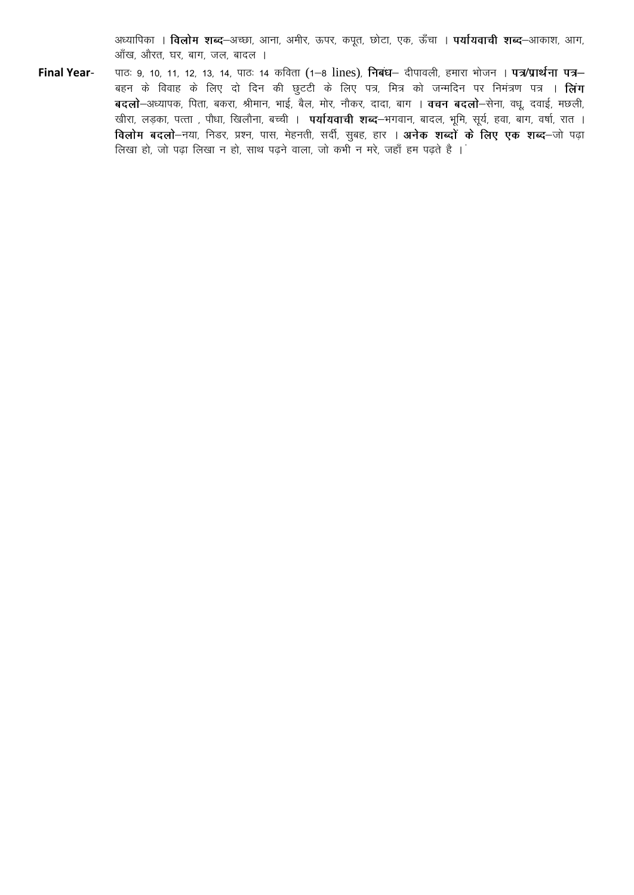अध्यापिका । **विलोम शब्द**–अच्छा, आना, अमीर, ऊपर, कपूत, छोटा, एक, ऊँचा । **पर्यायवाची शब्द**–आकाश, आग, आँख, औरत, घर, बाग, जल, बादल ।

**Final Year**- पाठः 9, 10, 11, 12, 13, 14, पाठः 14 कविता (1–8 lines), **निबंध**– दीपावली, हमारा भोजन । **पत्र/प्रार्थना पत्र**– बहन के विवाह के लिए दो दिन की छुटटी के लिए पत्र, मित्र को जन्मदिन पर निमंत्रण पत्र । **लिंग बदलो**–अध्यापक, पिता, बकरा, श्रीमान, भाई, बैल, मोर, नौकर, दादा, बाग । **वचन बदलो**–सेना, वधू, दवाई, मछली, खीरा, लड़का, पत्ता , पौधा, खिलौना, बच्ची । **पर्यायवाची शब्द**–भगवान, बादल, भूमि, सूर्य, हवा, बाग, वर्षा, रात । **विलोम बदलो**–नया, निडर, प्रश्न, पास, मेहनती, सर्दी, सुबह, हार । **अनेक शब्दों के लिए एक शब्द**–जो पढ़ा लिखा हो, जो पढ़ा लिखा न हो, साथ पढ़ने वाला, जो कभी न मरे, जहाँ हम पढ़ते है ।